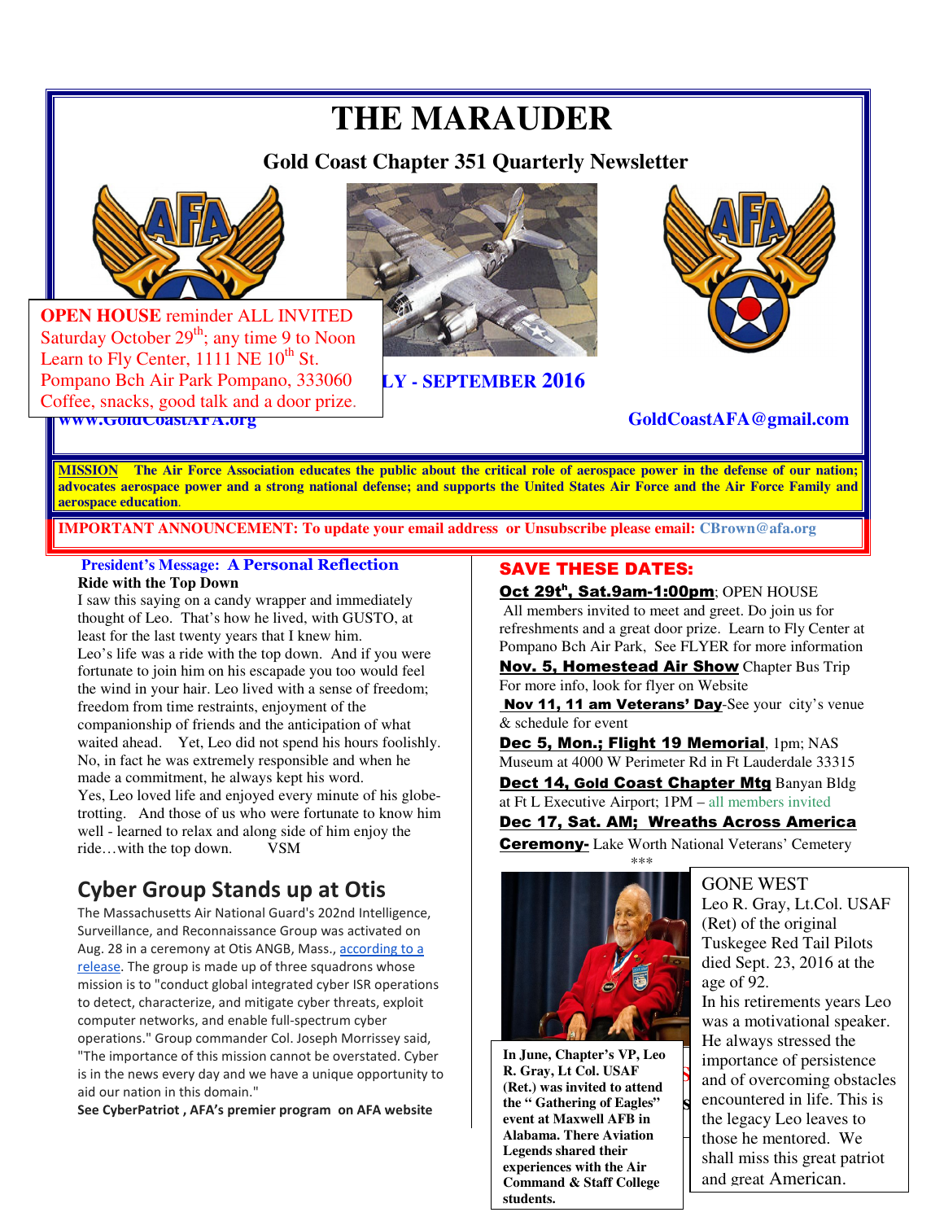# THE MARAUDER

**Gold Coast Chapter 351 Quarterly Newsletter**

**OPEN HOUSE** reminder ALL INVITED
Saturday October 29th; any time 9 to Noon
Learn to Fly Center, 1111 NE 10th St.
Pompano Bch Air Park Pompano, 333060
Coffee, snacks, good talk and a door prize.

**LY - SEPTEMBER 2016**

**www.GoldCoastAFA.org** **GoldCoastAFA@gmail.com**

**MISSION** The Air Force Association educates the public about the critical role of aerospace power in the defense of our nation; advocates aerospace power and a strong national defense; and supports the United States Air Force and the Air Force Family and aerospace education.

**IMPORTANT ANNOUNCEMENT: To update your email address or Unsubscribe please email: CBrown@afa.org**

### President's Message: A Personal Reflection

**Ride with the Top Down**

I saw this saying on a candy wrapper and immediately thought of Leo. That's how he lived, with GUSTO, at least for the last twenty years that I knew him.

Leo's life was a ride with the top down. And if you were fortunate to join him on his escapade you too would feel the wind in your hair. Leo lived with a sense of freedom; freedom from time restraints, enjoyment of the companionship of friends and the anticipation of what waited ahead. Yet, Leo did not spend his hours foolishly. No, in fact he was extremely responsible and when he made a commitment, he always kept his word.

Yes, Leo loved life and enjoyed every minute of his globe-trotting. And those of us who were fortunate to know him well - learned to relax and along side of him enjoy the ride…with the top down. VSM

## Cyber Group Stands up at Otis

The Massachusetts Air National Guard's 202nd Intelligence, Surveillance, and Reconnaissance Group was activated on Aug. 28 in a ceremony at Otis ANGB, Mass., according to a release. The group is made up of three squadrons whose mission is to "conduct global integrated cyber ISR operations to detect, characterize, and mitigate cyber threats, exploit computer networks, and enable full-spectrum cyber operations." Group commander Col. Joseph Morrissey said, "The importance of this mission cannot be overstated. Cyber is in the news every day and we have a unique opportunity to aid our nation in this domain."

**See CyberPatriot , AFA's premier program on AFA website**

## SAVE THESE DATES:

**Oct 29th, Sat.9am-1:00pm**; OPEN HOUSE
All members invited to meet and greet. Do join us for refreshments and a great door prize. Learn to Fly Center at Pompano Bch Air Park, See FLYER for more information

**Nov. 5, Homestead Air Show** Chapter Bus Trip
For more info, look for flyer on Website

**Nov 11, 11 am Veterans' Day**-See your city's venue & schedule for event

**Dec 5, Mon.; Flight 19 Memorial**, 1pm; NAS Museum at 4000 W Perimeter Rd in Ft Lauderdale 33315

**Dect 14, Gold Coast Chapter Mtg** Banyan Bldg at Ft L Executive Airport; 1PM – all members invited

**Dec 17, Sat. AM; Wreaths Across America Ceremony-** Lake Worth National Veterans' Cemetery

***

**In June, Chapter's VP, Leo R. Gray, Lt Col. USAF (Ret.) was invited to attend the " Gathering of Eagles" event at Maxwell AFB in Alabama. There Aviation Legends shared their experiences with the Air Command & Staff College students.**

GONE WEST

Leo R. Gray, Lt.Col. USAF (Ret) of the original Tuskegee Red Tail Pilots died Sept. 23, 2016 at the age of 92.

In his retirements years Leo was a motivational speaker. He always stressed the importance of persistence and of overcoming obstacles encountered in life. This is the legacy Leo leaves to those he mentored. We shall miss this great patriot and great American.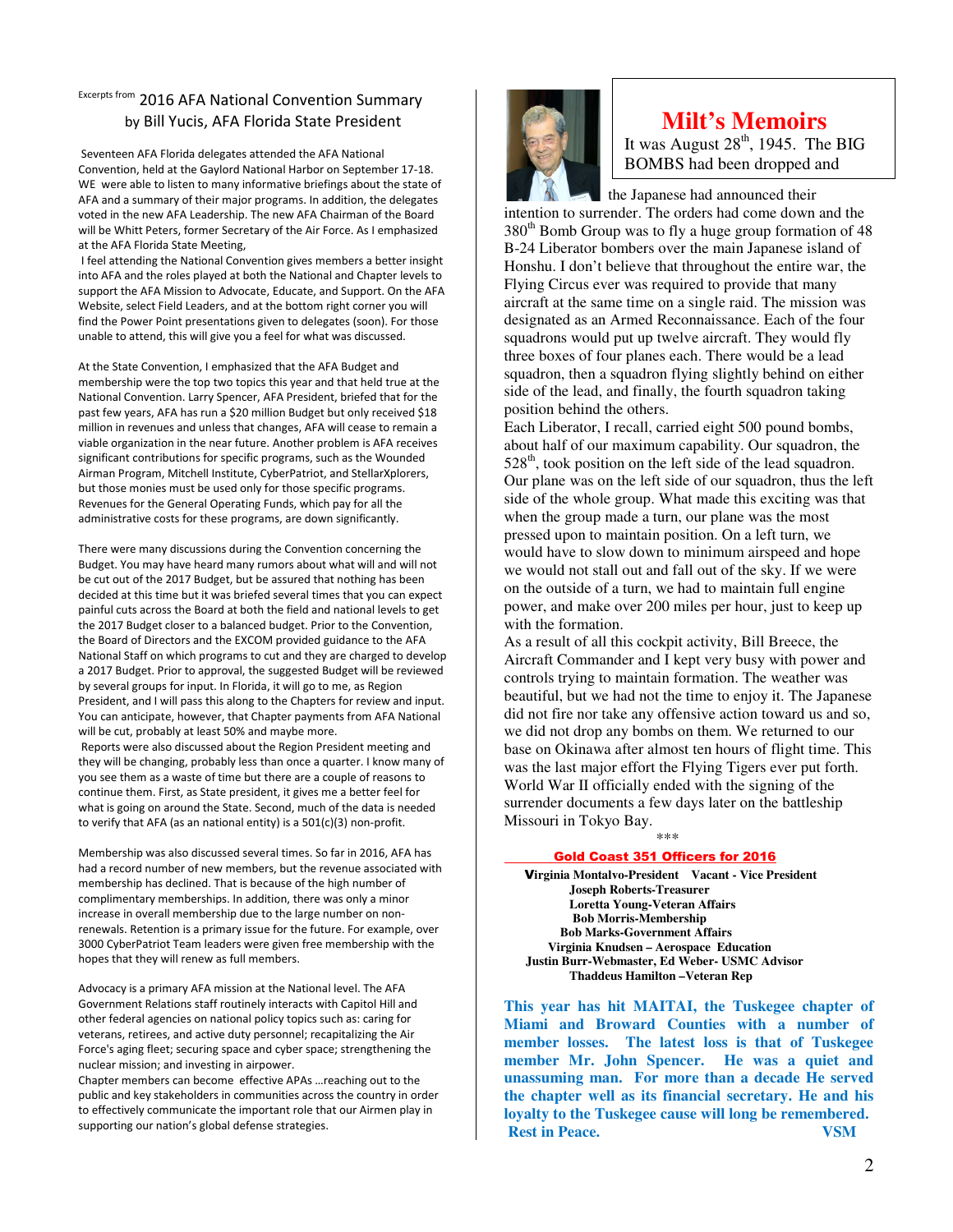## Excerpts from 2016 AFA National Convention Summary by Bill Yucis, AFA Florida State President

Seventeen AFA Florida delegates attended the AFA National Convention, held at the Gaylord National Harbor on September 17-18. WE were able to listen to many informative briefings about the state of AFA and a summary of their major programs. In addition, the delegates voted in the new AFA Leadership. The new AFA Chairman of the Board will be Whitt Peters, former Secretary of the Air Force. As I emphasized at the AFA Florida State Meeting,

I feel attending the National Convention gives members a better insight into AFA and the roles played at both the National and Chapter levels to support the AFA Mission to Advocate, Educate, and Support. On the AFA Website, select Field Leaders, and at the bottom right corner you will find the Power Point presentations given to delegates (soon). For those unable to attend, this will give you a feel for what was discussed.

At the State Convention, I emphasized that the AFA Budget and membership were the top two topics this year and that held true at the National Convention. Larry Spencer, AFA President, briefed that for the past few years, AFA has run a $20 million Budget but only received $18 million in revenues and unless that changes, AFA will cease to remain a viable organization in the near future. Another problem is AFA receives significant contributions for specific programs, such as the Wounded Airman Program, Mitchell Institute, CyberPatriot, and StellarXplorers, but those monies must be used only for those specific programs. Revenues for the General Operating Funds, which pay for all the administrative costs for these programs, are down significantly.

There were many discussions during the Convention concerning the Budget. You may have heard many rumors about what will and will not be cut out of the 2017 Budget, but be assured that nothing has been decided at this time but it was briefed several times that you can expect painful cuts across the Board at both the field and national levels to get the 2017 Budget closer to a balanced budget. Prior to the Convention, the Board of Directors and the EXCOM provided guidance to the AFA National Staff on which programs to cut and they are charged to develop a 2017 Budget. Prior to approval, the suggested Budget will be reviewed by several groups for input. In Florida, it will go to me, as Region President, and I will pass this along to the Chapters for review and input. You can anticipate, however, that Chapter payments from AFA National will be cut, probably at least 50% and maybe more.

Reports were also discussed about the Region President meeting and they will be changing, probably less than once a quarter. I know many of you see them as a waste of time but there are a couple of reasons to continue them. First, as State president, it gives me a better feel for what is going on around the State. Second, much of the data is needed to verify that AFA (as an national entity) is a 501(c)(3) non-profit.

Membership was also discussed several times. So far in 2016, AFA has had a record number of new members, but the revenue associated with membership has declined. That is because of the high number of complimentary memberships. In addition, there was only a minor increase in overall membership due to the large number on non-renewals. Retention is a primary issue for the future. For example, over 3000 CyberPatriot Team leaders were given free membership with the hopes that they will renew as full members.

Advocacy is a primary AFA mission at the National level. The AFA Government Relations staff routinely interacts with Capitol Hill and other federal agencies on national policy topics such as: caring for veterans, retirees, and active duty personnel; recapitalizing the Air Force's aging fleet; securing space and cyber space; strengthening the nuclear mission; and investing in airpower.

Chapter members can become effective APAs …reaching out to the public and key stakeholders in communities across the country in order to effectively communicate the important role that our Airmen play in supporting our nation's global defense strategies.

## Milt's Memoirs

It was August 28th, 1945. The BIG BOMBS had been dropped and the Japanese had announced their intention to surrender. The orders had come down and the 380th Bomb Group was to fly a huge group formation of 48 B-24 Liberator bombers over the main Japanese island of Honshu. I don't believe that throughout the entire war, the Flying Circus ever was required to provide that many aircraft at the same time on a single raid. The mission was designated as an Armed Reconnaissance. Each of the four squadrons would put up twelve aircraft. They would fly three boxes of four planes each. There would be a lead squadron, then a squadron flying slightly behind on either side of the lead, and finally, the fourth squadron taking position behind the others.

Each Liberator, I recall, carried eight 500 pound bombs, about half of our maximum capability. Our squadron, the 528th, took position on the left side of the lead squadron. Our plane was on the left side of our squadron, thus the left side of the whole group. What made this exciting was that when the group made a turn, our plane was the most pressed upon to maintain position. On a left turn, we would have to slow down to minimum airspeed and hope we would not stall out and fall out of the sky. If we were on the outside of a turn, we had to maintain full engine power, and make over 200 miles per hour, just to keep up with the formation.

As a result of all this cockpit activity, Bill Breece, the Aircraft Commander and I kept very busy with power and controls trying to maintain formation. The weather was beautiful, but we had not the time to enjoy it. The Japanese did not fire nor take any offensive action toward us and so, we did not drop any bombs on them. We returned to our base on Okinawa after almost ten hours of flight time. This was the last major effort the Flying Tigers ever put forth. World War II officially ended with the signing of the surrender documents a few days later on the battleship Missouri in Tokyo Bay.

***

### Gold Coast 351 Officers for 2016

**Virginia Montalvo-President  Vacant - Vice President**
**Joseph Roberts-Treasurer**
**Loretta Young-Veteran Affairs**
**Bob Morris-Membership**
**Bob Marks-Government Affairs**
**Virginia Knudsen – Aerospace Education**
**Justin Burr-Webmaster, Ed Weber- USMC Advisor**
**Thaddeus Hamilton –Veteran Rep**

**This year has hit MAITAI, the Tuskegee chapter of Miami and Broward Counties with a number of member losses. The latest loss is that of Tuskegee member Mr. John Spencer. He was a quiet and unassuming man. For more than a decade He served the chapter well as its financial secretary. He and his loyalty to the Tuskegee cause will long be remembered. Rest in Peace. VSM**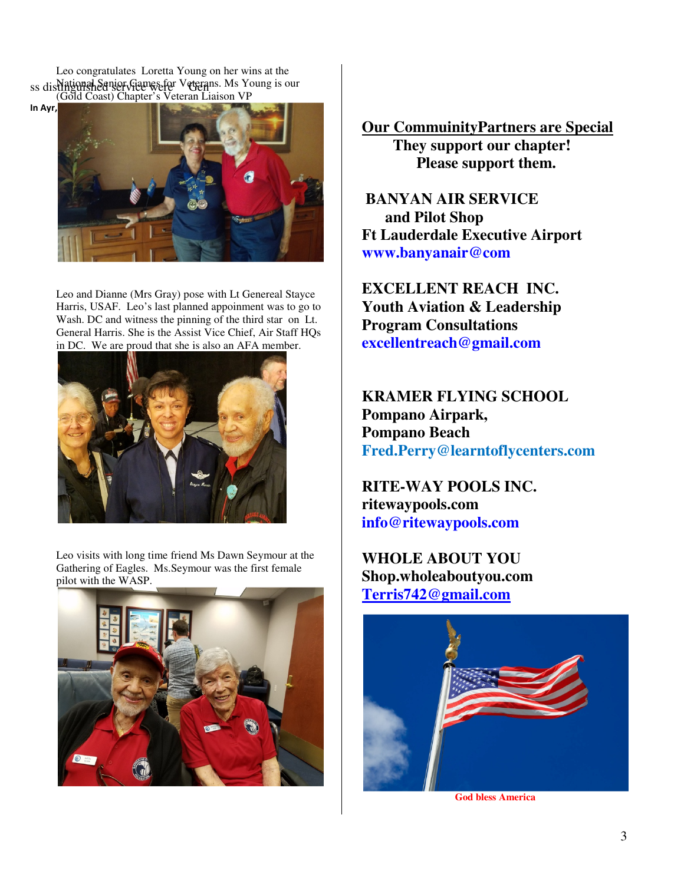Leo congratulates Loretta Young on her wins at the National Senior Games for Veterans. Ms Young is our (Gold Coast) Chapter's Veteran Liaison VP

Leo and Dianne (Mrs Gray) pose with Lt Genereal Stayce Harris, USAF. Leo's last planned appoinment was to go to Wash. DC and witness the pinning of the third star on Lt. General Harris. She is the Assist Vice Chief, Air Staff HQs in DC. We are proud that she is also an AFA member.

Leo visits with long time friend Ms Dawn Seymour at the Gathering of Eagles. Ms.Seymour was the first female pilot with the WASP.

## Our CommuinityPartners are Special

**They support our chapter!**
**Please support them.**

**BANYAN AIR SERVICE**
**and Pilot Shop**
**Ft Lauderdale Executive Airport**
**www.banyanair@com**

**EXCELLENT REACH INC.**
**Youth Aviation & Leadership**
**Program Consultations**
**excellentreach@gmail.com**

**KRAMER FLYING SCHOOL**
**Pompano Airpark,**
**Pompano Beach**
**Fred.Perry@learntoflycenters.com**

**RITE-WAY POOLS INC.**
**ritewaypools.com**
**info@ritewaypools.com**

**WHOLE ABOUT YOU**
**Shop.wholeaboutyou.com**
**Terris742@gmail.com**

**God bless America**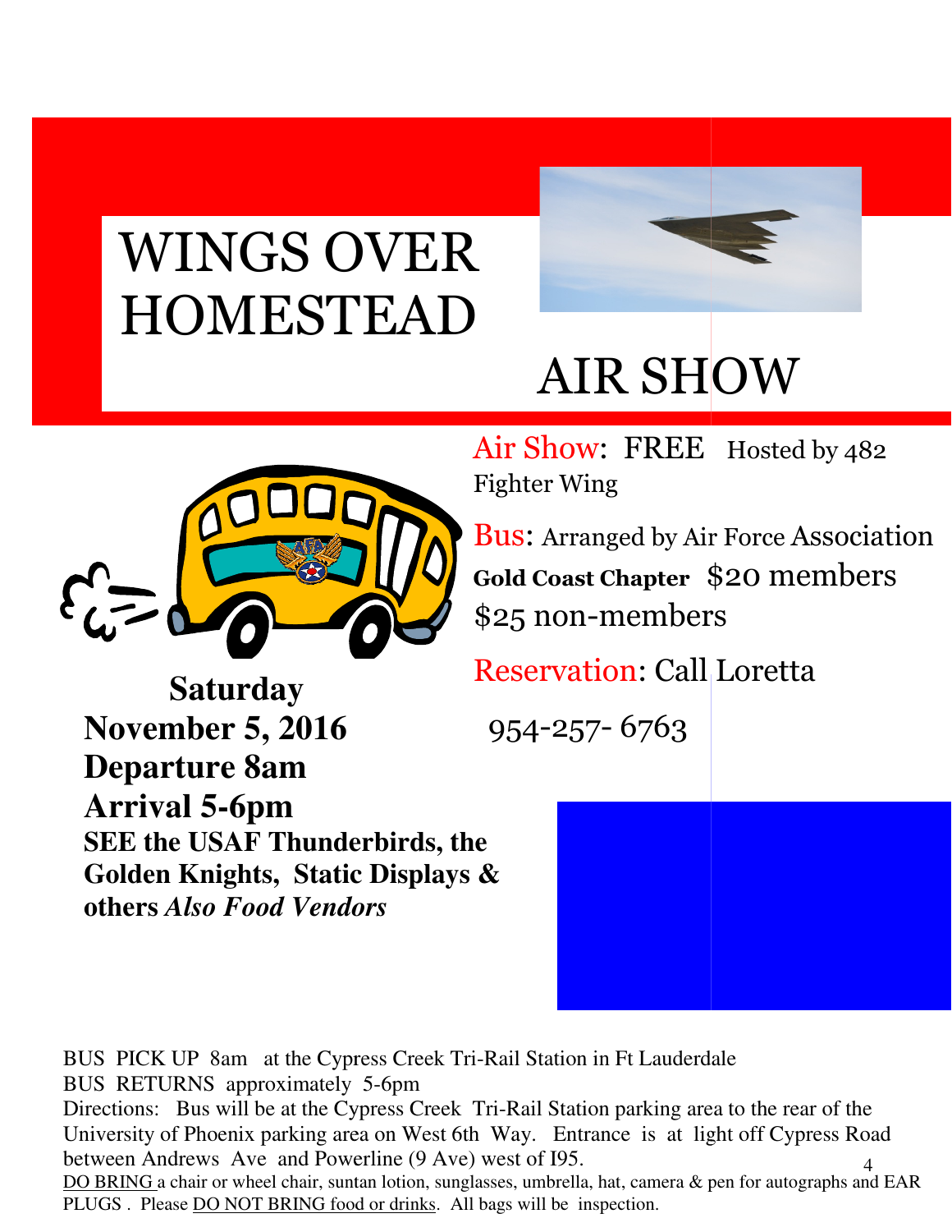# WINGS OVER HOMESTEAD

# AIR SHOW

Air Show: FREE Hosted by 482 Fighter Wing

Bus: Arranged by Air Force Association **Gold Coast Chapter** $20 members $25 non-members

Reservation: Call Loretta

954-257- 6763

**Saturday**
**November 5, 2016**
**Departure 8am**
**Arrival 5-6pm**

**SEE the USAF Thunderbirds, the Golden Knights, Static Displays & others** ***Also Food Vendors***

BUS PICK UP 8am at the Cypress Creek Tri-Rail Station in Ft Lauderdale
BUS RETURNS approximately 5-6pm
Directions: Bus will be at the Cypress Creek Tri-Rail Station parking area to the rear of the University of Phoenix parking area on West 6th Way. Entrance is at light off Cypress Road between Andrews Ave and Powerline (9 Ave) west of I95.
DO BRING a chair or wheel chair, suntan lotion, sunglasses, umbrella, hat, camera & pen for autographs and EAR PLUGS . Please DO NOT BRING food or drinks. All bags will be inspection.